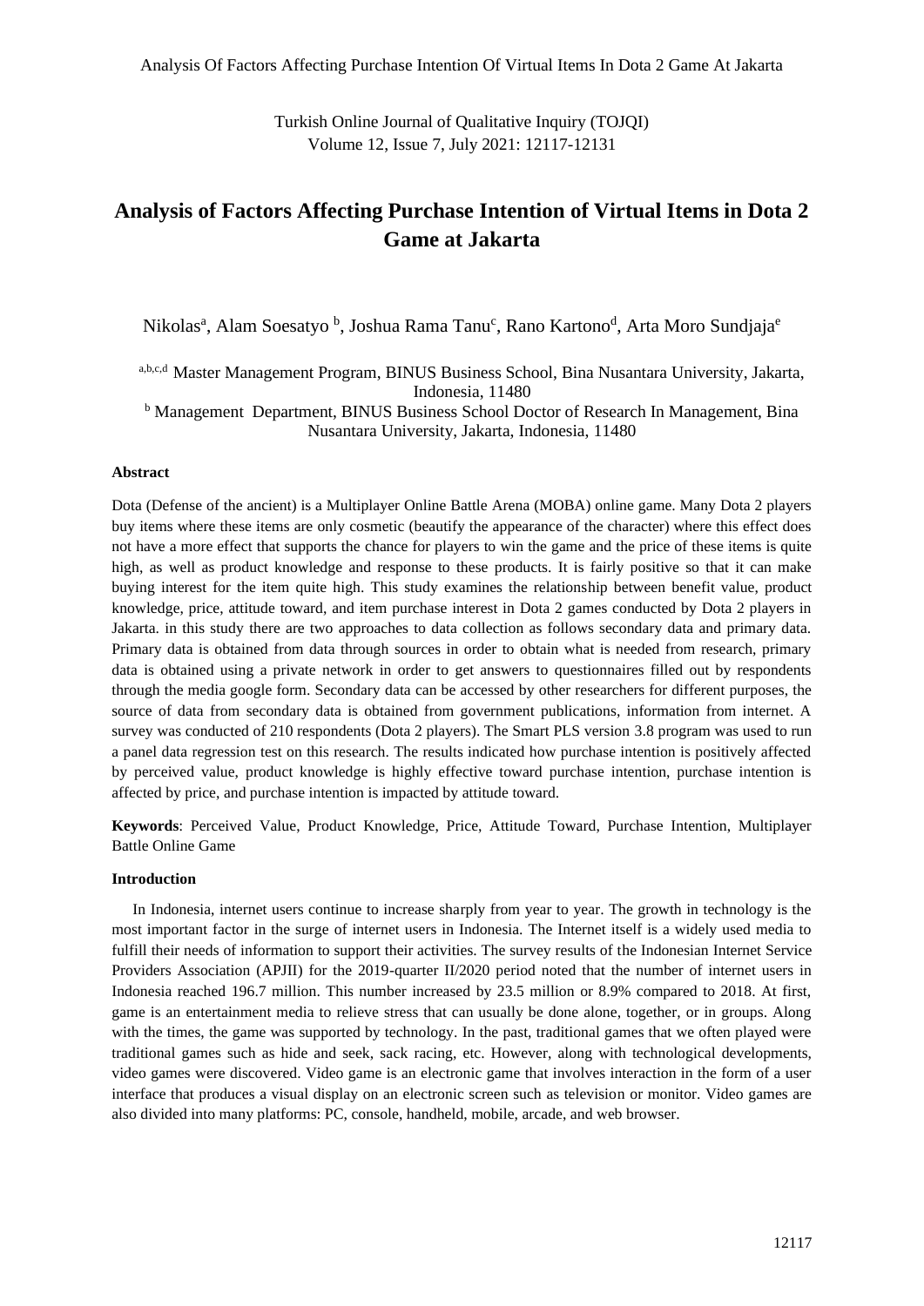# Analysis of Factors Affecting Purchase Intention of Virtual Items in Dota 2 Game at Jakarta

Nikolas[a], Alam Soesatyo [b], Joshua Rama Tanu[c], Rano Kartono[d], Arta Moro Sundjaja[e]

[a,b,c,d] Master Management Program, BINUS Business School, Bina Nusantara University, Jakarta, Indonesia, 11480

[b] Management Department, BINUS Business School Doctor of Research In Management, Bina Nusantara University, Jakarta, Indonesia, 11480

**Abstract**

Dota (Defense of the ancient) is a Multiplayer Online Battle Arena (MOBA) online game. Many Dota 2 players buy items where these items are only cosmetic (beautify the appearance of the character) where this effect does not have a more effect that supports the chance for players to win the game and the price of these items is quite high, as well as product knowledge and response to these products. It is fairly positive so that it can make buying interest for the item quite high. This study examines the relationship between benefit value, product knowledge, price, attitude toward, and item purchase interest in Dota 2 games conducted by Dota 2 players in Jakarta. in this study there are two approaches to data collection as follows secondary data and primary data. Primary data is obtained from data through sources in order to obtain what is needed from research, primary data is obtained using a private network in order to get answers to questionnaires filled out by respondents through the media google form. Secondary data can be accessed by other researchers for different purposes, the source of data from secondary data is obtained from government publications, information from internet. A survey was conducted of 210 respondents (Dota 2 players). The Smart PLS version 3.8 program was used to run a panel data regression test on this research. The results indicated how purchase intention is positively affected by perceived value, product knowledge is highly effective toward purchase intention, purchase intention is affected by price, and purchase intention is impacted by attitude toward.

**Keywords**: Perceived Value, Product Knowledge, Price, Attitude Toward, Purchase Intention, Multiplayer Battle Online Game

**Introduction**

In Indonesia, internet users continue to increase sharply from year to year. The growth in technology is the most important factor in the surge of internet users in Indonesia. The Internet itself is a widely used media to fulfill their needs of information to support their activities. The survey results of the Indonesian Internet Service Providers Association (APJII) for the 2019-quarter II/2020 period noted that the number of internet users in Indonesia reached 196.7 million. This number increased by 23.5 million or 8.9% compared to 2018. At first, game is an entertainment media to relieve stress that can usually be done alone, together, or in groups. Along with the times, the game was supported by technology. In the past, traditional games that we often played were traditional games such as hide and seek, sack racing, etc. However, along with technological developments, video games were discovered. Video game is an electronic game that involves interaction in the form of a user interface that produces a visual display on an electronic screen such as television or monitor. Video games are also divided into many platforms: PC, console, handheld, mobile, arcade, and web browser.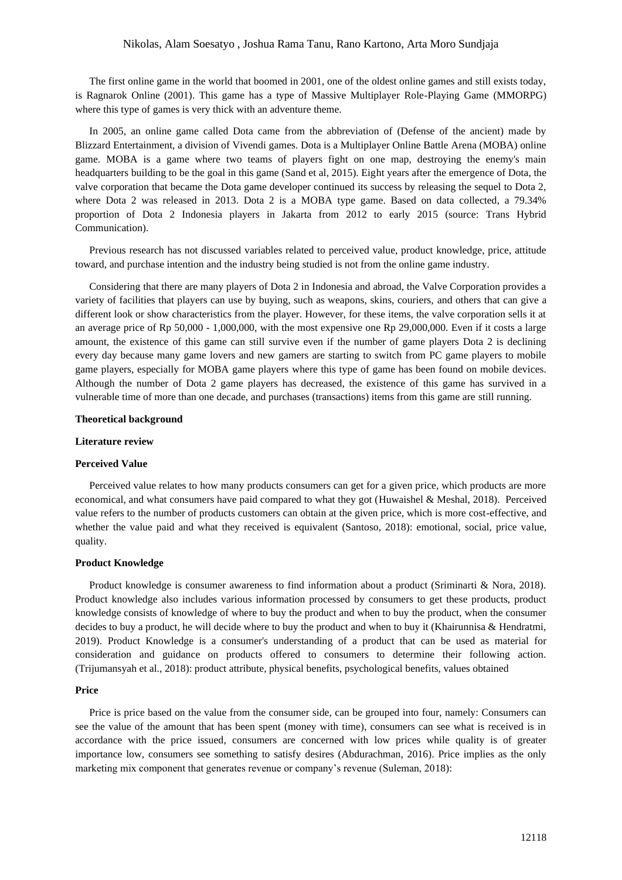The first online game in the world that boomed in 2001, one of the oldest online games and still exists today, is Ragnarok Online (2001). This game has a type of Massive Multiplayer Role-Playing Game (MMORPG) where this type of games is very thick with an adventure theme.

In 2005, an online game called Dota came from the abbreviation of (Defense of the ancient) made by Blizzard Entertainment, a division of Vivendi games. Dota is a Multiplayer Online Battle Arena (MOBA) online game. MOBA is a game where two teams of players fight on one map, destroying the enemy's main headquarters building to be the goal in this game (Sand et al, 2015). Eight years after the emergence of Dota, the valve corporation that became the Dota game developer continued its success by releasing the sequel to Dota 2, where Dota 2 was released in 2013. Dota 2 is a MOBA type game. Based on data collected, a 79.34% proportion of Dota 2 Indonesia players in Jakarta from 2012 to early 2015 (source: Trans Hybrid Communication).

Previous research has not discussed variables related to perceived value, product knowledge, price, attitude toward, and purchase intention and the industry being studied is not from the online game industry.

Considering that there are many players of Dota 2 in Indonesia and abroad, the Valve Corporation provides a variety of facilities that players can use by buying, such as weapons, skins, couriers, and others that can give a different look or show characteristics from the player. However, for these items, the valve corporation sells it at an average price of Rp 50,000 - 1,000,000, with the most expensive one Rp 29,000,000. Even if it costs a large amount, the existence of this game can still survive even if the number of game players Dota 2 is declining every day because many game lovers and new gamers are starting to switch from PC game players to mobile game players, especially for MOBA game players where this type of game has been found on mobile devices. Although the number of Dota 2 game players has decreased, the existence of this game has survived in a vulnerable time of more than one decade, and purchases (transactions) items from this game are still running.

## Theoretical background

### Literature review

#### Perceived Value

Perceived value relates to how many products consumers can get for a given price, which products are more economical, and what consumers have paid compared to what they got (Huwaishel & Meshal, 2018). Perceived value refers to the number of products customers can obtain at the given price, which is more cost-effective, and whether the value paid and what they received is equivalent (Santoso, 2018): emotional, social, price value, quality.

#### Product Knowledge

Product knowledge is consumer awareness to find information about a product (Sriminarti & Nora, 2018). Product knowledge also includes various information processed by consumers to get these products, product knowledge consists of knowledge of where to buy the product and when to buy the product, when the consumer decides to buy a product, he will decide where to buy the product and when to buy it (Khairunnisa & Hendratmi, 2019). Product Knowledge is a consumer's understanding of a product that can be used as material for consideration and guidance on products offered to consumers to determine their following action. (Trijumansyah et al., 2018): product attribute, physical benefits, psychological benefits, values obtained

#### Price

Price is price based on the value from the consumer side, can be grouped into four, namely: Consumers can see the value of the amount that has been spent (money with time), consumers can see what is received is in accordance with the price issued, consumers are concerned with low prices while quality is of greater importance low, consumers see something to satisfy desires (Abdurachman, 2016). Price implies as the only marketing mix component that generates revenue or company's revenue (Suleman, 2018):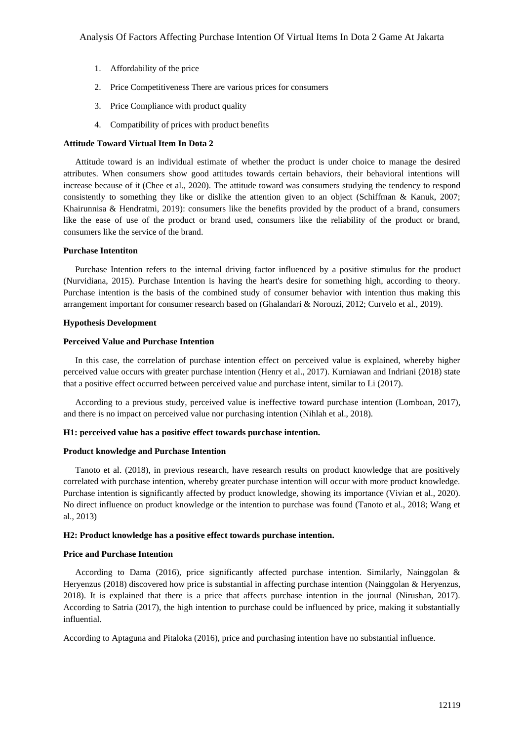1. Affordability of the price
2. Price Competitiveness There are various prices for consumers
3. Price Compliance with product quality
4. Compatibility of prices with product benefits

**Attitude Toward Virtual Item In Dota 2**

Attitude toward is an individual estimate of whether the product is under choice to manage the desired attributes. When consumers show good attitudes towards certain behaviors, their behavioral intentions will increase because of it (Chee et al., 2020). The attitude toward was consumers studying the tendency to respond consistently to something they like or dislike the attention given to an object (Schiffman & Kanuk, 2007; Khairunnisa & Hendratmi, 2019): consumers like the benefits provided by the product of a brand, consumers like the ease of use of the product or brand used, consumers like the reliability of the product or brand, consumers like the service of the brand.

**Purchase Intentiton**

Purchase Intention refers to the internal driving factor influenced by a positive stimulus for the product (Nurvidiana, 2015). Purchase Intention is having the heart's desire for something high, according to theory. Purchase intention is the basis of the combined study of consumer behavior with intention thus making this arrangement important for consumer research based on (Ghalandari & Norouzi, 2012; Curvelo et al., 2019).

**Hypothesis Development**

**Perceived Value and Purchase Intention**

In this case, the correlation of purchase intention effect on perceived value is explained, whereby higher perceived value occurs with greater purchase intention (Henry et al., 2017). Kurniawan and Indriani (2018) state that a positive effect occurred between perceived value and purchase intent, similar to Li (2017).

According to a previous study, perceived value is ineffective toward purchase intention (Lomboan, 2017), and there is no impact on perceived value nor purchasing intention (Nihlah et al., 2018).

**H1: perceived value has a positive effect towards purchase intention.**

**Product knowledge and Purchase Intention**

Tanoto et al. (2018), in previous research, have research results on product knowledge that are positively correlated with purchase intention, whereby greater purchase intention will occur with more product knowledge. Purchase intention is significantly affected by product knowledge, showing its importance (Vivian et al., 2020). No direct influence on product knowledge or the intention to purchase was found (Tanoto et al., 2018; Wang et al., 2013)

**H2: Product knowledge has a positive effect towards purchase intention.**

**Price and Purchase Intention**

According to Dama (2016), price significantly affected purchase intention. Similarly, Nainggolan & Heryenzus (2018) discovered how price is substantial in affecting purchase intention (Nainggolan & Heryenzus, 2018). It is explained that there is a price that affects purchase intention in the journal (Nirushan, 2017). According to Satria (2017), the high intention to purchase could be influenced by price, making it substantially influential.

According to Aptaguna and Pitaloka (2016), price and purchasing intention have no substantial influence.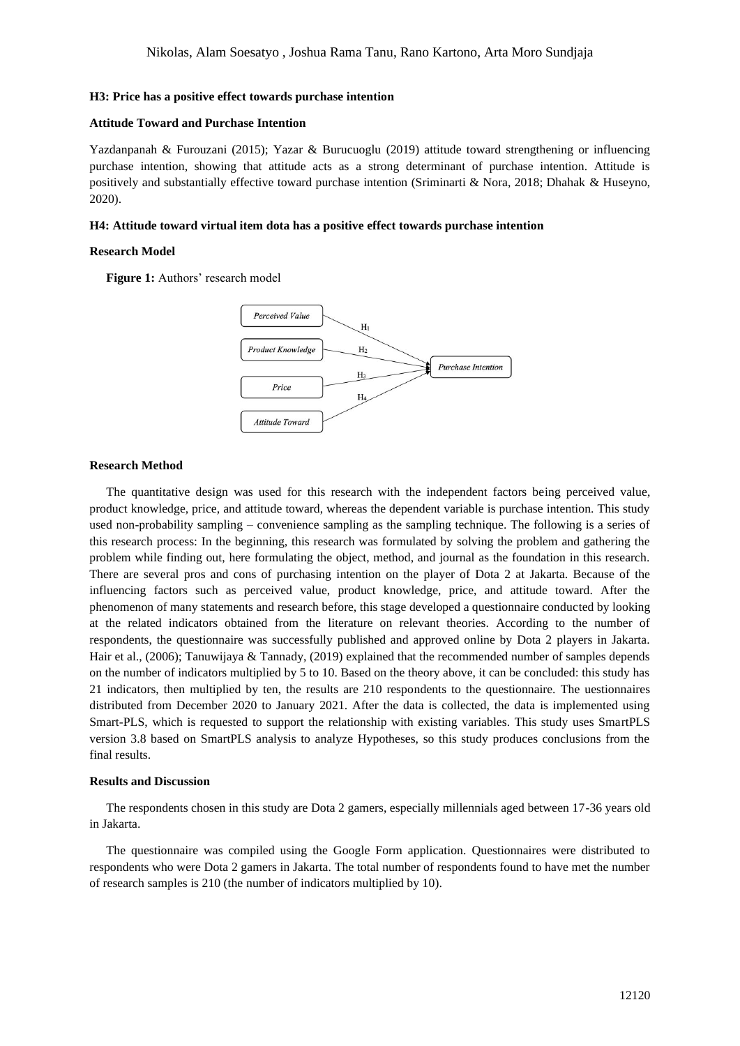**H3: Price has a positive effect towards purchase intention**

**Attitude Toward and Purchase Intention**

Yazdanpanah & Furouzani (2015); Yazar & Burucuoglu (2019) attitude toward strengthening or influencing purchase intention, showing that attitude acts as a strong determinant of purchase intention. Attitude is positively and substantially effective toward purchase intention (Sriminarti & Nora, 2018; Dhahak & Huseyno, 2020).

**H4: Attitude toward virtual item dota has a positive effect towards purchase intention**

**Research Model**

**Figure 1:** Authors' research model

**Research Method**

The quantitative design was used for this research with the independent factors being perceived value, product knowledge, price, and attitude toward, whereas the dependent variable is purchase intention. This study used non-probability sampling – convenience sampling as the sampling technique. The following is a series of this research process: In the beginning, this research was formulated by solving the problem and gathering the problem while finding out, here formulating the object, method, and journal as the foundation in this research. There are several pros and cons of purchasing intention on the player of Dota 2 at Jakarta. Because of the influencing factors such as perceived value, product knowledge, price, and attitude toward. After the phenomenon of many statements and research before, this stage developed a questionnaire conducted by looking at the related indicators obtained from the literature on relevant theories. According to the number of respondents, the questionnaire was successfully published and approved online by Dota 2 players in Jakarta. Hair et al., (2006); Tanuwijaya & Tannady, (2019) explained that the recommended number of samples depends on the number of indicators multiplied by 5 to 10. Based on the theory above, it can be concluded: this study has 21 indicators, then multiplied by ten, the results are 210 respondents to the questionnaire. The uestionnaires distributed from December 2020 to January 2021. After the data is collected, the data is implemented using Smart-PLS, which is requested to support the relationship with existing variables. This study uses SmartPLS version 3.8 based on SmartPLS analysis to analyze Hypotheses, so this study produces conclusions from the final results.

**Results and Discussion**

The respondents chosen in this study are Dota 2 gamers, especially millennials aged between 17-36 years old in Jakarta.

The questionnaire was compiled using the Google Form application. Questionnaires were distributed to respondents who were Dota 2 gamers in Jakarta. The total number of respondents found to have met the number of research samples is 210 (the number of indicators multiplied by 10).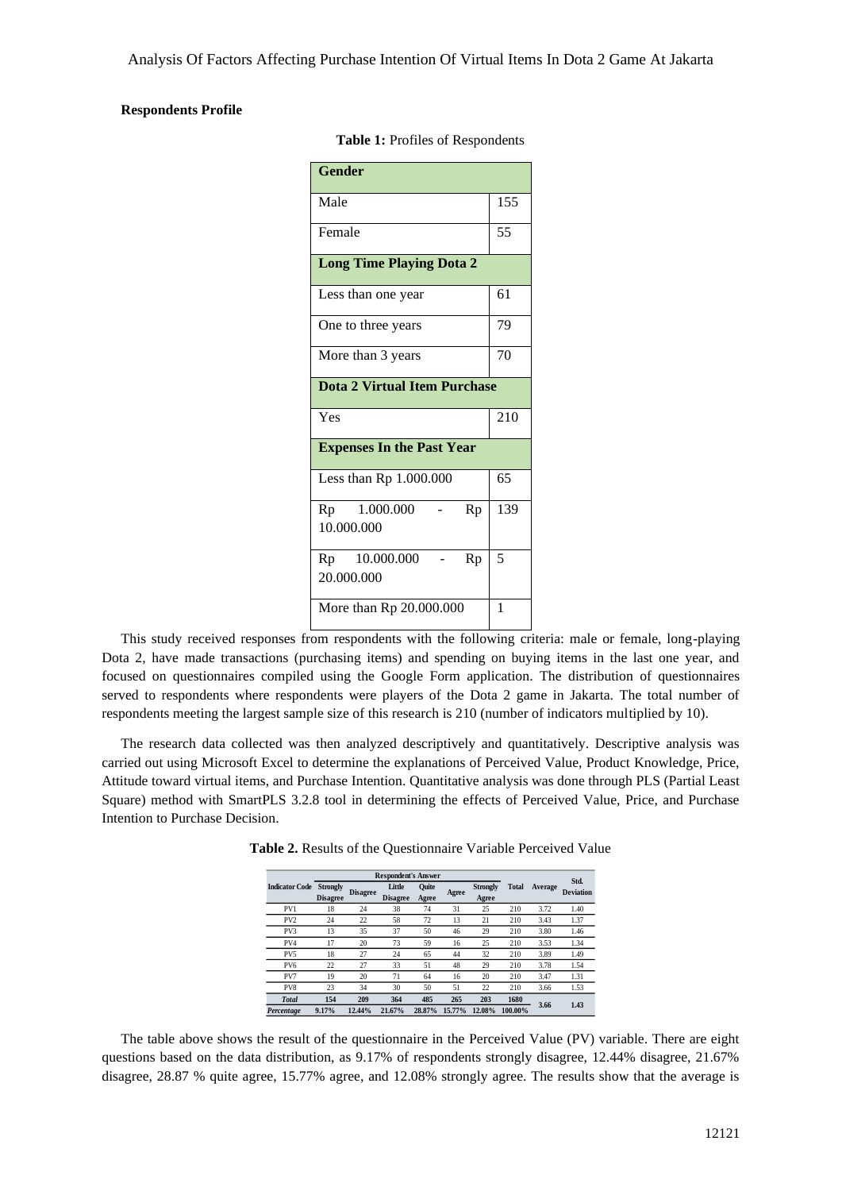**Respondents Profile**

**Table 1:** Profiles of Respondents

| **Gender** | |
|---|---|
| Male | 155 |
| Female | 55 |
| **Long Time Playing Dota 2** | |
| Less than one year | 61 |
| One to three years | 79 |
| More than 3 years | 70 |
| **Dota 2 Virtual Item Purchase** | |
| Yes | 210 |
| **Expenses In the Past Year** | |
| Less than Rp 1.000.000 | 65 |
| Rp 1.000.000 - Rp 10.000.000 | 139 |
| Rp 10.000.000 - Rp 20.000.000 | 5 |
| More than Rp 20.000.000 | 1 |

This study received responses from respondents with the following criteria: male or female, long-playing Dota 2, have made transactions (purchasing items) and spending on buying items in the last one year, and focused on questionnaires compiled using the Google Form application. The distribution of questionnaires served to respondents where respondents were players of the Dota 2 game in Jakarta. The total number of respondents meeting the largest sample size of this research is 210 (number of indicators multiplied by 10).

The research data collected was then analyzed descriptively and quantitatively. Descriptive analysis was carried out using Microsoft Excel to determine the explanations of Perceived Value, Product Knowledge, Price, Attitude toward virtual items, and Purchase Intention. Quantitative analysis was done through PLS (Partial Least Square) method with SmartPLS 3.2.8 tool in determining the effects of Perceived Value, Price, and Purchase Intention to Purchase Decision.

**Table 2.** Results of the Questionnaire Variable Perceived Value

| Indicator Code | Respondent's Answer | | | | | | Total | Average | Std. Deviation |
|---|---|---|---|---|---|---|---|---|---|
| | Strongly Disagree | Disagree | Little Disagree | Quite Agree | Agree | Strongly Agree | | | |
| PV1 | 18 | 24 | 38 | 74 | 31 | 25 | 210 | 3.72 | 1.40 |
| PV2 | 24 | 22 | 58 | 72 | 13 | 21 | 210 | 3.43 | 1.37 |
| PV3 | 13 | 35 | 37 | 50 | 46 | 29 | 210 | 3.80 | 1.46 |
| PV4 | 17 | 20 | 73 | 59 | 16 | 25 | 210 | 3.53 | 1.34 |
| PV5 | 18 | 27 | 24 | 65 | 44 | 32 | 210 | 3.89 | 1.49 |
| PV6 | 22 | 27 | 33 | 51 | 48 | 29 | 210 | 3.78 | 1.54 |
| PV7 | 19 | 20 | 71 | 64 | 16 | 20 | 210 | 3.47 | 1.31 |
| PV8 | 23 | 34 | 30 | 50 | 51 | 22 | 210 | 3.66 | 1.53 |
| *Total* | 154 | 209 | 364 | 485 | 265 | 203 | 1680 | 3.66 | 1.43 |
| *Percentage* | 9.17% | 12.44% | 21.67% | 28.87% | 15.77% | 12.08% | 100.00% | | |

The table above shows the result of the questionnaire in the Perceived Value (PV) variable. There are eight questions based on the data distribution, as 9.17% of respondents strongly disagree, 12.44% disagree, 21.67% disagree, 28.87 % quite agree, 15.77% agree, and 12.08% strongly agree. The results show that the average is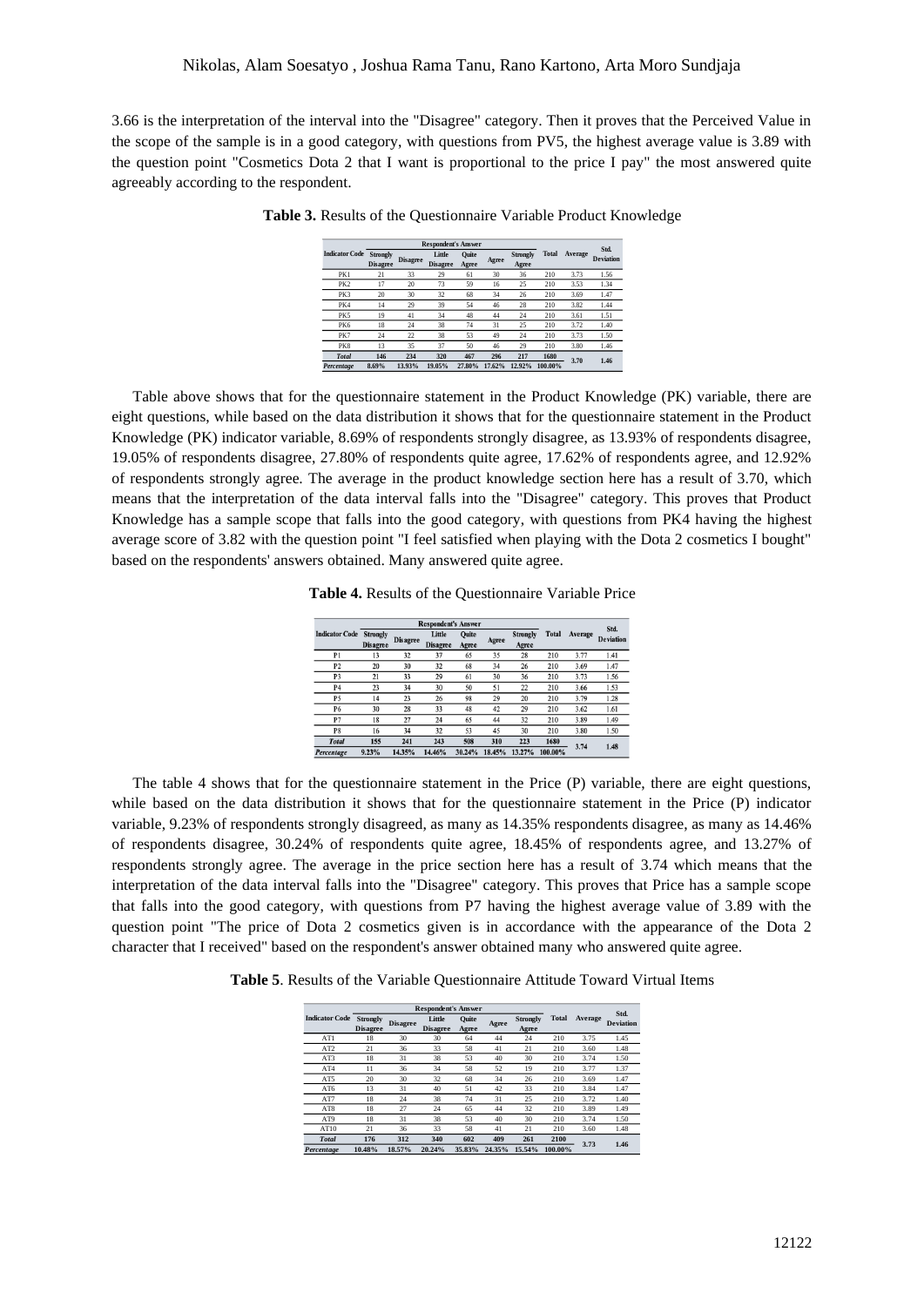3.66 is the interpretation of the interval into the "Disagree" category. Then it proves that the Perceived Value in the scope of the sample is in a good category, with questions from PV5, the highest average value is 3.89 with the question point "Cosmetics Dota 2 that I want is proportional to the price I pay" the most answered quite agreeably according to the respondent.

**Table 3.** Results of the Questionnaire Variable Product Knowledge

| Indicator Code | Respondent's Answer | | | | | | Total | Average | Std. Deviation |
|---|---|---|---|---|---|---|---|---|---|
| | Strongly Disagree | Disagree | Little Disagree | Quite Agree | Agree | Strongly Agree | | | |
| PK1 | 21 | 33 | 29 | 61 | 30 | 36 | 210 | 3.73 | 1.56 |
| PK2 | 17 | 20 | 73 | 59 | 16 | 25 | 210 | 3.53 | 1.34 |
| PK3 | 20 | 30 | 32 | 68 | 34 | 26 | 210 | 3.69 | 1.47 |
| PK4 | 14 | 29 | 39 | 54 | 46 | 28 | 210 | 3.82 | 1.44 |
| PK5 | 19 | 41 | 34 | 48 | 44 | 24 | 210 | 3.61 | 1.51 |
| PK6 | 18 | 24 | 38 | 74 | 31 | 25 | 210 | 3.72 | 1.40 |
| PK7 | 24 | 22 | 38 | 53 | 49 | 24 | 210 | 3.73 | 1.50 |
| PK8 | 13 | 35 | 37 | 50 | 46 | 29 | 210 | 3.80 | 1.46 |
| *Total* | 146 | 234 | 320 | 467 | 296 | 217 | 1680 | 3.70 | 1.46 |
| *Percentage* | 8.69% | 13.93% | 19.05% | 27.80% | 17.62% | 12.92% | 100.00% | | |

Table above shows that for the questionnaire statement in the Product Knowledge (PK) variable, there are eight questions, while based on the data distribution it shows that for the questionnaire statement in the Product Knowledge (PK) indicator variable, 8.69% of respondents strongly disagree, as 13.93% of respondents disagree, 19.05% of respondents disagree, 27.80% of respondents quite agree, 17.62% of respondents agree, and 12.92% of respondents strongly agree. The average in the product knowledge section here has a result of 3.70, which means that the interpretation of the data interval falls into the "Disagree" category. This proves that Product Knowledge has a sample scope that falls into the good category, with questions from PK4 having the highest average score of 3.82 with the question point "I feel satisfied when playing with the Dota 2 cosmetics I bought" based on the respondents' answers obtained. Many answered quite agree.

**Table 4.** Results of the Questionnaire Variable Price

| Indicator Code | Respondent's Answer | | | | | | Total | Average | Std. Deviation |
|---|---|---|---|---|---|---|---|---|---|
| | Strongly Disagree | Disagree | Little Disagree | Quite Agree | Agree | Strongly Agree | | | |
| P1 | 13 | 32 | 37 | 65 | 35 | 28 | 210 | 3.77 | 1.41 |
| P2 | 20 | 30 | 32 | 68 | 34 | 26 | 210 | 3.69 | 1.47 |
| P3 | 21 | 33 | 29 | 61 | 30 | 36 | 210 | 3.73 | 1.56 |
| P4 | 23 | 34 | 30 | 50 | 51 | 22 | 210 | 3.66 | 1.53 |
| P5 | 14 | 23 | 26 | 98 | 29 | 20 | 210 | 3.79 | 1.28 |
| P6 | 30 | 28 | 33 | 48 | 42 | 29 | 210 | 3.62 | 1.61 |
| P7 | 18 | 27 | 24 | 65 | 44 | 32 | 210 | 3.89 | 1.49 |
| P8 | 16 | 34 | 32 | 53 | 45 | 30 | 210 | 3.80 | 1.50 |
| *Total* | 155 | 241 | 243 | 508 | 310 | 223 | 1680 | 3.74 | 1.48 |
| *Percentage* | 9.23% | 14.35% | 14.46% | 30.24% | 18.45% | 13.27% | 100.00% | | |

The table 4 shows that for the questionnaire statement in the Price (P) variable, there are eight questions, while based on the data distribution it shows that for the questionnaire statement in the Price (P) indicator variable, 9.23% of respondents strongly disagreed, as many as 14.35% respondents disagree, as many as 14.46% of respondents disagree, 30.24% of respondents quite agree, 18.45% of respondents agree, and 13.27% of respondents strongly agree. The average in the price section here has a result of 3.74 which means that the interpretation of the data interval falls into the "Disagree" category. This proves that Price has a sample scope that falls into the good category, with questions from P7 having the highest average value of 3.89 with the question point "The price of Dota 2 cosmetics given is in accordance with the appearance of the Dota 2 character that I received" based on the respondent's answer obtained many who answered quite agree.

**Table 5**. Results of the Variable Questionnaire Attitude Toward Virtual Items

| Indicator Code | Respondent's Answer | | | | | | Total | Average | Std. Deviation |
|---|---|---|---|---|---|---|---|---|---|
| | Strongly Disagree | Disagree | Little Disagree | Quite Agree | Agree | Strongly Agree | | | |
| AT1 | 18 | 30 | 30 | 64 | 44 | 24 | 210 | 3.75 | 1.45 |
| AT2 | 21 | 36 | 33 | 58 | 41 | 21 | 210 | 3.60 | 1.48 |
| AT3 | 18 | 31 | 38 | 53 | 40 | 30 | 210 | 3.74 | 1.50 |
| AT4 | 11 | 36 | 34 | 58 | 52 | 19 | 210 | 3.77 | 1.37 |
| AT5 | 20 | 30 | 32 | 68 | 34 | 26 | 210 | 3.69 | 1.47 |
| AT6 | 13 | 31 | 40 | 51 | 42 | 33 | 210 | 3.84 | 1.47 |
| AT7 | 18 | 24 | 38 | 74 | 31 | 25 | 210 | 3.72 | 1.40 |
| AT8 | 18 | 27 | 24 | 65 | 44 | 32 | 210 | 3.89 | 1.49 |
| AT9 | 18 | 31 | 38 | 53 | 40 | 30 | 210 | 3.74 | 1.50 |
| AT10 | 21 | 36 | 33 | 58 | 41 | 21 | 210 | 3.60 | 1.48 |
| *Total* | 176 | 312 | 340 | 602 | 409 | 261 | 2100 | 3.73 | 1.46 |
| *Percentage* | 10.48% | 18.57% | 20.24% | 35.83% | 24.35% | 15.54% | 100.00% | | |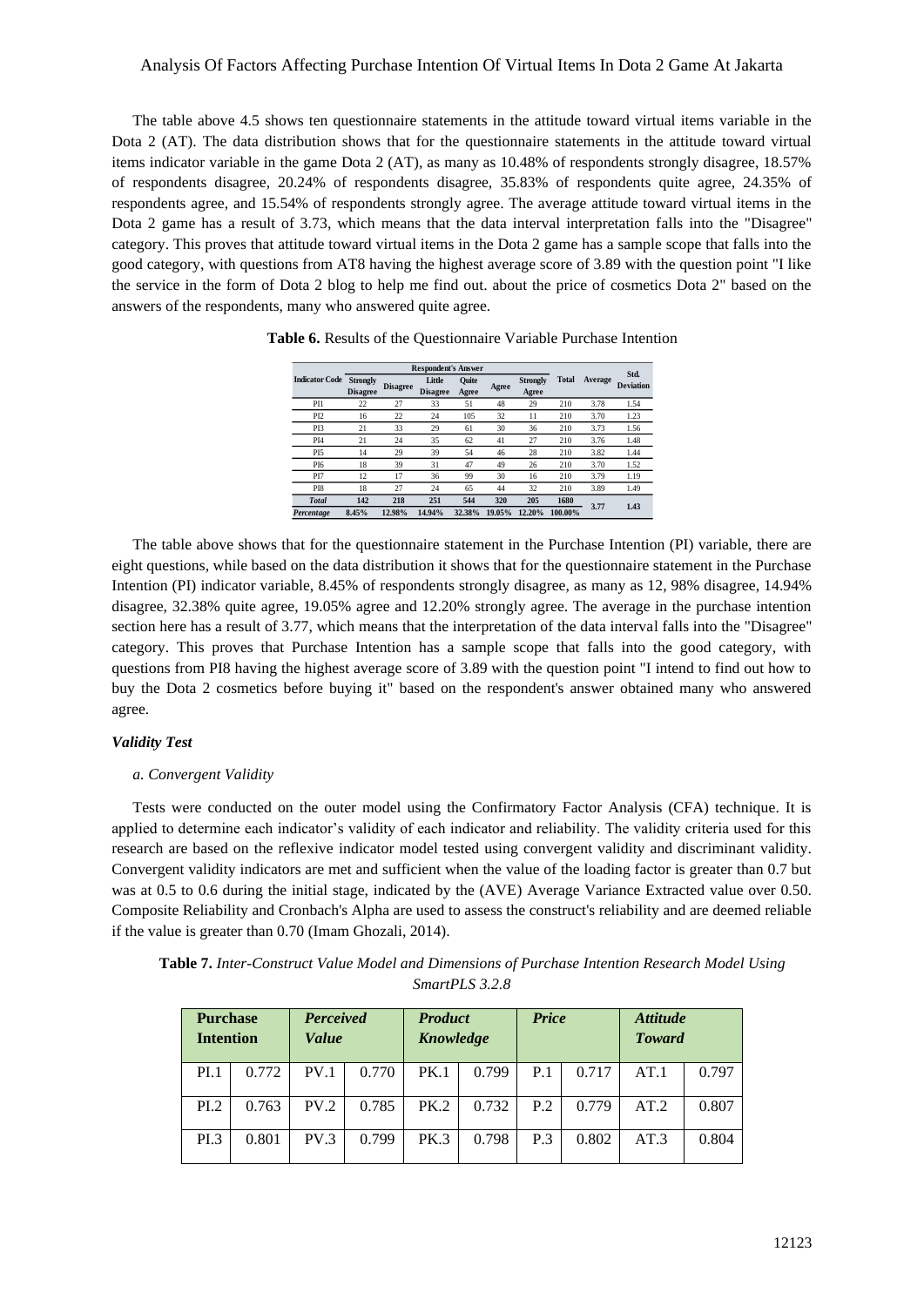The table above 4.5 shows ten questionnaire statements in the attitude toward virtual items variable in the Dota 2 (AT). The data distribution shows that for the questionnaire statements in the attitude toward virtual items indicator variable in the game Dota 2 (AT), as many as 10.48% of respondents strongly disagree, 18.57% of respondents disagree, 20.24% of respondents disagree, 35.83% of respondents quite agree, 24.35% of respondents agree, and 15.54% of respondents strongly agree. The average attitude toward virtual items in the Dota 2 game has a result of 3.73, which means that the data interval interpretation falls into the "Disagree" category. This proves that attitude toward virtual items in the Dota 2 game has a sample scope that falls into the good category, with questions from AT8 having the highest average score of 3.89 with the question point "I like the service in the form of Dota 2 blog to help me find out. about the price of cosmetics Dota 2" based on the answers of the respondents, many who answered quite agree.

**Table 6.** Results of the Questionnaire Variable Purchase Intention

| Indicator Code | Respondent's Answer | | | | | | Total | Average | Std. Deviation |
|---|---|---|---|---|---|---|---|---|---|
| | Strongly Disagree | Disagree | Little Disagree | Quite Agree | Agree | Strongly Agree | | | |
| PI1 | 22 | 27 | 33 | 51 | 48 | 29 | 210 | 3.78 | 1.54 |
| PI2 | 16 | 22 | 24 | 105 | 32 | 11 | 210 | 3.70 | 1.23 |
| PI3 | 21 | 33 | 29 | 61 | 30 | 36 | 210 | 3.73 | 1.56 |
| PI4 | 21 | 24 | 35 | 62 | 41 | 27 | 210 | 3.76 | 1.48 |
| PI5 | 14 | 29 | 39 | 54 | 46 | 28 | 210 | 3.82 | 1.44 |
| PI6 | 18 | 39 | 31 | 47 | 49 | 26 | 210 | 3.70 | 1.52 |
| PI7 | 12 | 17 | 36 | 99 | 30 | 16 | 210 | 3.79 | 1.19 |
| PI8 | 18 | 27 | 24 | 65 | 44 | 32 | 210 | 3.89 | 1.49 |
| *Total* | 142 | 218 | 251 | 544 | 320 | 205 | 1680 | 3.77 | 1.43 |
| *Percentage* | 8.45% | 12.98% | 14.94% | 32.38% | 19.05% | 12.20% | 100.00% | | |

The table above shows that for the questionnaire statement in the Purchase Intention (PI) variable, there are eight questions, while based on the data distribution it shows that for the questionnaire statement in the Purchase Intention (PI) indicator variable, 8.45% of respondents strongly disagree, as many as 12, 98% disagree, 14.94% disagree, 32.38% quite agree, 19.05% agree and 12.20% strongly agree. The average in the purchase intention section here has a result of 3.77, which means that the interpretation of the data interval falls into the "Disagree" category. This proves that Purchase Intention has a sample scope that falls into the good category, with questions from PI8 having the highest average score of 3.89 with the question point "I intend to find out how to buy the Dota 2 cosmetics before buying it" based on the respondent's answer obtained many who answered agree.

### *Validity Test*

*a. Convergent Validity*

Tests were conducted on the outer model using the Confirmatory Factor Analysis (CFA) technique. It is applied to determine each indicator's validity of each indicator and reliability. The validity criteria used for this research are based on the reflexive indicator model tested using convergent validity and discriminant validity. Convergent validity indicators are met and sufficient when the value of the loading factor is greater than 0.7 but was at 0.5 to 0.6 during the initial stage, indicated by the (AVE) Average Variance Extracted value over 0.50. Composite Reliability and Cronbach's Alpha are used to assess the construct's reliability and are deemed reliable if the value is greater than 0.70 (Imam Ghozali, 2014).

**Table 7.** *Inter-Construct Value Model and Dimensions of Purchase Intention Research Model Using SmartPLS 3.2.8*

| Purchase Intention | | *Perceived Value* | | *Product Knowledge* | | *Price* | | *Attitude Toward* | |
|---|---|---|---|---|---|---|---|---|---|
| PI.1 | 0.772 | PV.1 | 0.770 | PK.1 | 0.799 | P.1 | 0.717 | AT.1 | 0.797 |
| PI.2 | 0.763 | PV.2 | 0.785 | PK.2 | 0.732 | P.2 | 0.779 | AT.2 | 0.807 |
| PI.3 | 0.801 | PV.3 | 0.799 | PK.3 | 0.798 | P.3 | 0.802 | AT.3 | 0.804 |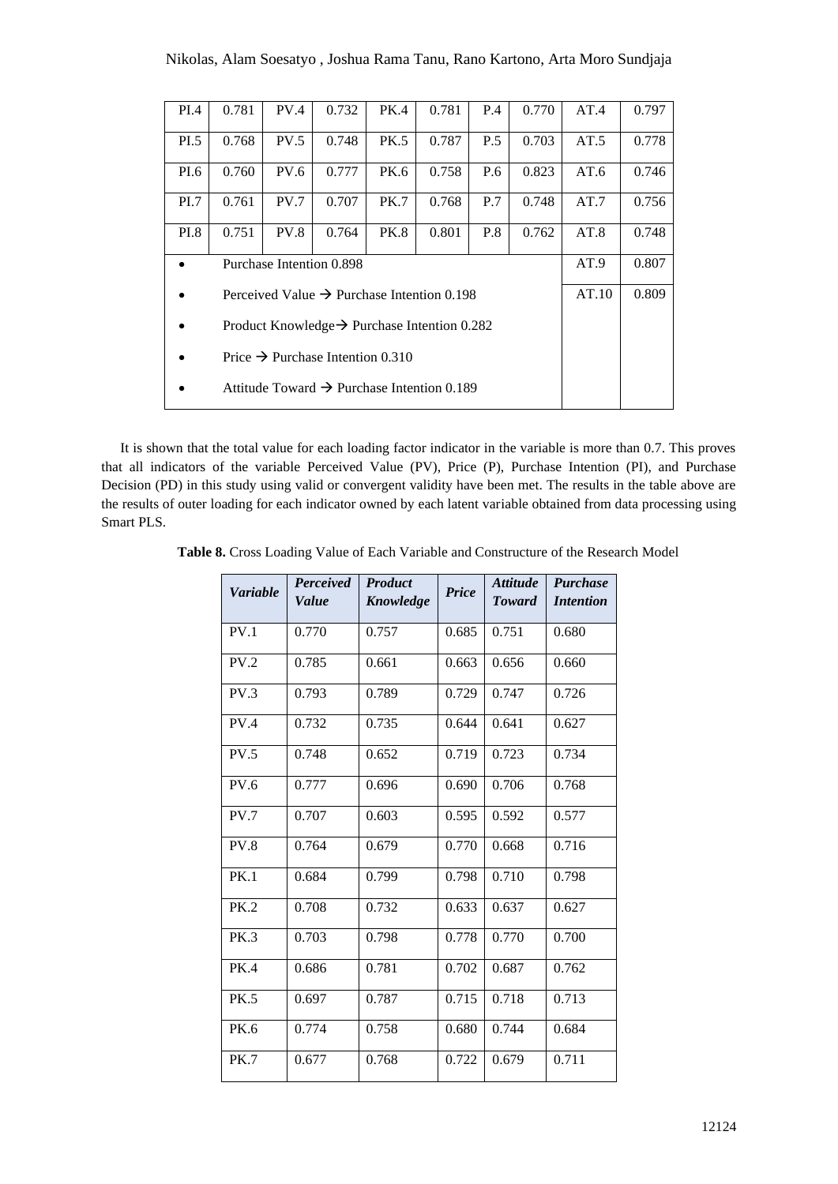| PI.4 | 0.781 | PV.4 | 0.732 | PK.4 | 0.781 | P.4 | 0.770 | AT.4 | 0.797 |
|---|---|---|---|---|---|---|---|---|---|
| PI.5 | 0.768 | PV.5 | 0.748 | PK.5 | 0.787 | P.5 | 0.703 | AT.5 | 0.778 |
| PI.6 | 0.760 | PV.6 | 0.777 | PK.6 | 0.758 | P.6 | 0.823 | AT.6 | 0.746 |
| PI.7 | 0.761 | PV.7 | 0.707 | PK.7 | 0.768 | P.7 | 0.748 | AT.7 | 0.756 |
| PI.8 | 0.751 | PV.8 | 0.764 | PK.8 | 0.801 | P.8 | 0.762 | AT.8 | 0.748 |
| • | Purchase Intention 0.898 | | | | | | | AT.9 | 0.807 |
| • | Perceived Value → Purchase Intention 0.198 | | | | | | | AT.10 | 0.809 |
| • | Product Knowledge→ Purchase Intention 0.282 | | | | | | | | |
| • | Price → Purchase Intention 0.310 | | | | | | | | |
| • | Attitude Toward → Purchase Intention 0.189 | | | | | | | | |

It is shown that the total value for each loading factor indicator in the variable is more than 0.7. This proves that all indicators of the variable Perceived Value (PV), Price (P), Purchase Intention (PI), and Purchase Decision (PD) in this study using valid or convergent validity have been met. The results in the table above are the results of outer loading for each indicator owned by each latent variable obtained from data processing using Smart PLS.

**Table 8.** Cross Loading Value of Each Variable and Constructure of the Research Model

| *Variable* | *Perceived Value* | *Product Knowledge* | *Price* | *Attitude Toward* | *Purchase Intention* |
|---|---|---|---|---|---|
| PV.1 | 0.770 | 0.757 | 0.685 | 0.751 | 0.680 |
| PV.2 | 0.785 | 0.661 | 0.663 | 0.656 | 0.660 |
| PV.3 | 0.793 | 0.789 | 0.729 | 0.747 | 0.726 |
| PV.4 | 0.732 | 0.735 | 0.644 | 0.641 | 0.627 |
| PV.5 | 0.748 | 0.652 | 0.719 | 0.723 | 0.734 |
| PV.6 | 0.777 | 0.696 | 0.690 | 0.706 | 0.768 |
| PV.7 | 0.707 | 0.603 | 0.595 | 0.592 | 0.577 |
| PV.8 | 0.764 | 0.679 | 0.770 | 0.668 | 0.716 |
| PK.1 | 0.684 | 0.799 | 0.798 | 0.710 | 0.798 |
| PK.2 | 0.708 | 0.732 | 0.633 | 0.637 | 0.627 |
| PK.3 | 0.703 | 0.798 | 0.778 | 0.770 | 0.700 |
| PK.4 | 0.686 | 0.781 | 0.702 | 0.687 | 0.762 |
| PK.5 | 0.697 | 0.787 | 0.715 | 0.718 | 0.713 |
| PK.6 | 0.774 | 0.758 | 0.680 | 0.744 | 0.684 |
| PK.7 | 0.677 | 0.768 | 0.722 | 0.679 | 0.711 |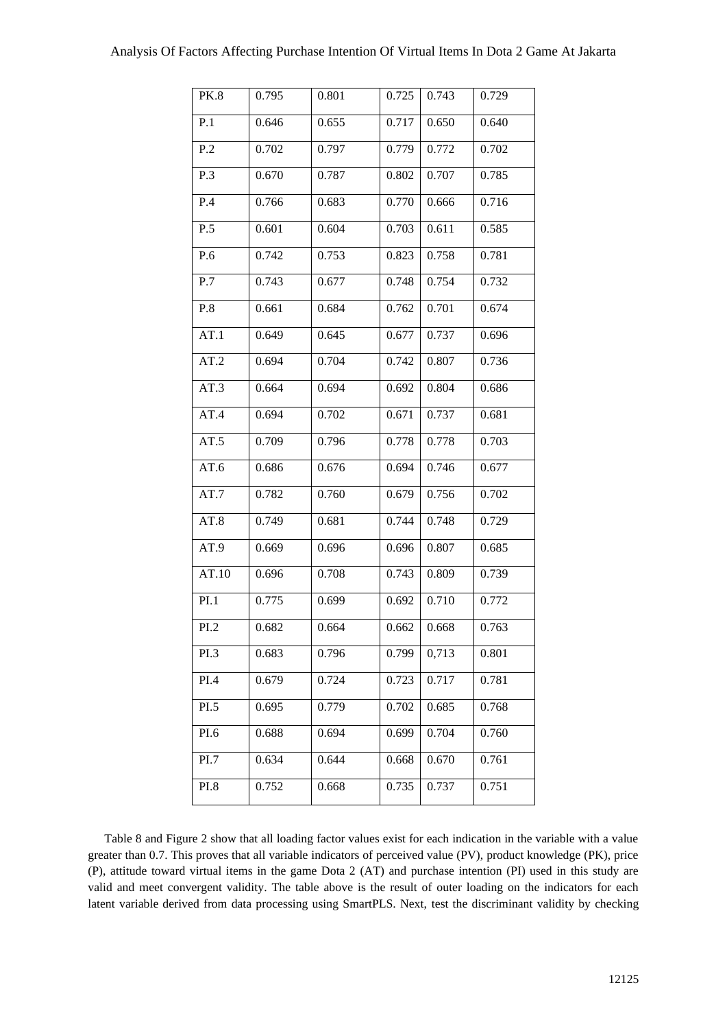| PK.8 | 0.795 | 0.801 | 0.725 | 0.743 | 0.729 |
|---|---|---|---|---|---|
| P.1 | 0.646 | 0.655 | 0.717 | 0.650 | 0.640 |
| P.2 | 0.702 | 0.797 | 0.779 | 0.772 | 0.702 |
| P.3 | 0.670 | 0.787 | 0.802 | 0.707 | 0.785 |
| P.4 | 0.766 | 0.683 | 0.770 | 0.666 | 0.716 |
| P.5 | 0.601 | 0.604 | 0.703 | 0.611 | 0.585 |
| P.6 | 0.742 | 0.753 | 0.823 | 0.758 | 0.781 |
| P.7 | 0.743 | 0.677 | 0.748 | 0.754 | 0.732 |
| P.8 | 0.661 | 0.684 | 0.762 | 0.701 | 0.674 |
| AT.1 | 0.649 | 0.645 | 0.677 | 0.737 | 0.696 |
| AT.2 | 0.694 | 0.704 | 0.742 | 0.807 | 0.736 |
| AT.3 | 0.664 | 0.694 | 0.692 | 0.804 | 0.686 |
| AT.4 | 0.694 | 0.702 | 0.671 | 0.737 | 0.681 |
| AT.5 | 0.709 | 0.796 | 0.778 | 0.778 | 0.703 |
| AT.6 | 0.686 | 0.676 | 0.694 | 0.746 | 0.677 |
| AT.7 | 0.782 | 0.760 | 0.679 | 0.756 | 0.702 |
| AT.8 | 0.749 | 0.681 | 0.744 | 0.748 | 0.729 |
| AT.9 | 0.669 | 0.696 | 0.696 | 0.807 | 0.685 |
| AT.10 | 0.696 | 0.708 | 0.743 | 0.809 | 0.739 |
| PI.1 | 0.775 | 0.699 | 0.692 | 0.710 | 0.772 |
| PI.2 | 0.682 | 0.664 | 0.662 | 0.668 | 0.763 |
| PI.3 | 0.683 | 0.796 | 0.799 | 0,713 | 0.801 |
| PI.4 | 0.679 | 0.724 | 0.723 | 0.717 | 0.781 |
| PI.5 | 0.695 | 0.779 | 0.702 | 0.685 | 0.768 |
| PI.6 | 0.688 | 0.694 | 0.699 | 0.704 | 0.760 |
| PI.7 | 0.634 | 0.644 | 0.668 | 0.670 | 0.761 |
| PI.8 | 0.752 | 0.668 | 0.735 | 0.737 | 0.751 |

Table 8 and Figure 2 show that all loading factor values exist for each indication in the variable with a value greater than 0.7. This proves that all variable indicators of perceived value (PV), product knowledge (PK), price (P), attitude toward virtual items in the game Dota 2 (AT) and purchase intention (PI) used in this study are valid and meet convergent validity. The table above is the result of outer loading on the indicators for each latent variable derived from data processing using SmartPLS. Next, test the discriminant validity by checking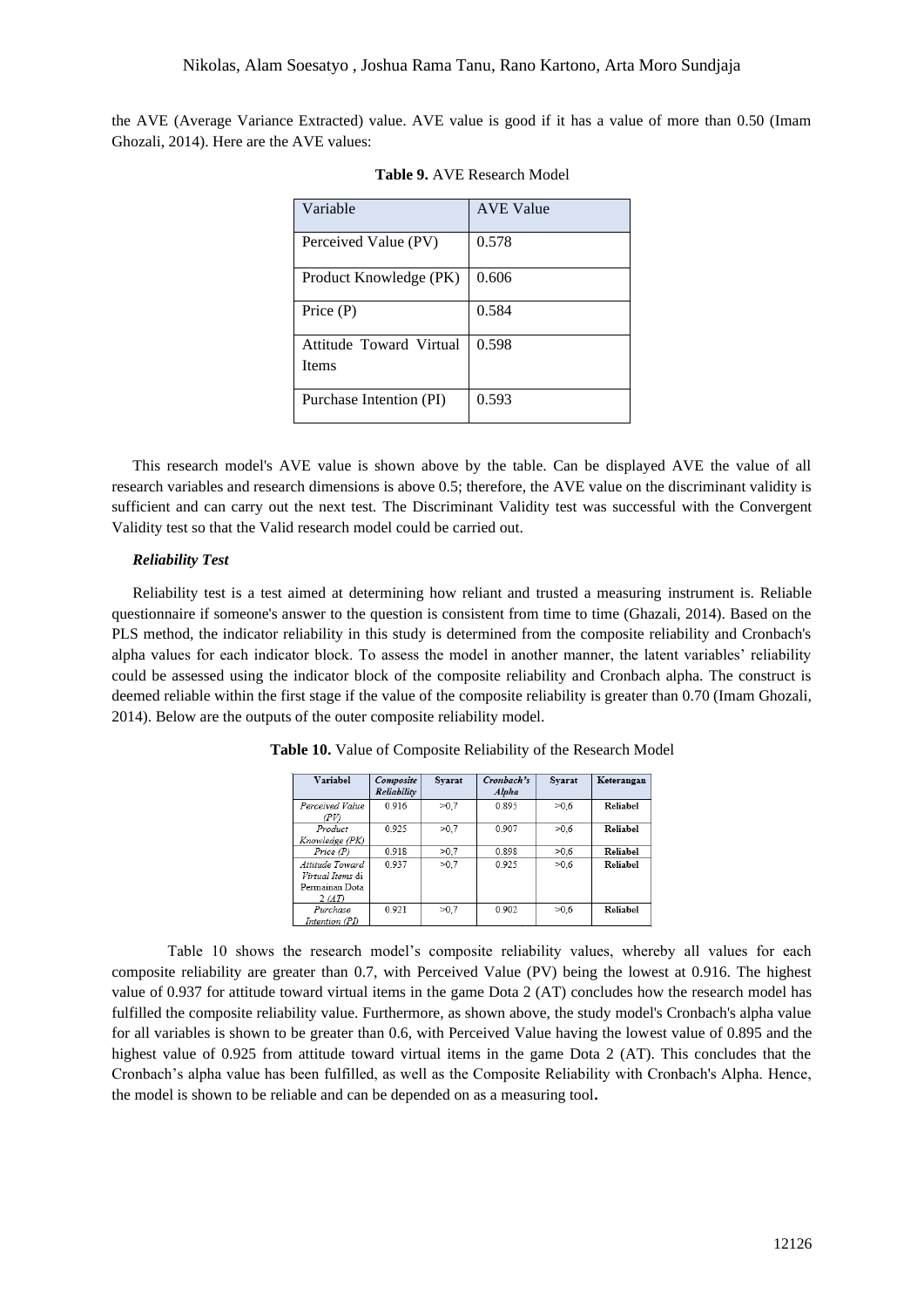the AVE (Average Variance Extracted) value. AVE value is good if it has a value of more than 0.50 (Imam Ghozali, 2014). Here are the AVE values:

**Table 9.** AVE Research Model

| Variable | AVE Value |
|---|---|
| Perceived Value (PV) | 0.578 |
| Product Knowledge (PK) | 0.606 |
| Price (P) | 0.584 |
| Attitude Toward Virtual Items | 0.598 |
| Purchase Intention (PI) | 0.593 |

This research model's AVE value is shown above by the table. Can be displayed AVE the value of all research variables and research dimensions is above 0.5; therefore, the AVE value on the discriminant validity is sufficient and can carry out the next test. The Discriminant Validity test was successful with the Convergent Validity test so that the Valid research model could be carried out.

***Reliability Test***

Reliability test is a test aimed at determining how reliant and trusted a measuring instrument is. Reliable questionnaire if someone's answer to the question is consistent from time to time (Ghazali, 2014). Based on the PLS method, the indicator reliability in this study is determined from the composite reliability and Cronbach's alpha values for each indicator block. To assess the model in another manner, the latent variables' reliability could be assessed using the indicator block of the composite reliability and Cronbach alpha. The construct is deemed reliable within the first stage if the value of the composite reliability is greater than 0.70 (Imam Ghozali, 2014). Below are the outputs of the outer composite reliability model.

**Table 10.** Value of Composite Reliability of the Research Model

| Variabel | *Composite Reliability* | Syarat | *Cronbach's Alpha* | Syarat | Keterangan |
|---|---|---|---|---|---|
| *Perceived Value (PV)* | 0.916 | >0,7 | 0.895 | >0,6 | **Reliabel** |
| *Product Knowledge (PK)* | 0.925 | >0,7 | 0.907 | >0,6 | **Reliabel** |
| *Price (P)* | 0.918 | >0,7 | 0.898 | >0,6 | **Reliabel** |
| *Attitude Toward Virtual Items* di Permainan Dota 2 *(AT)* | 0.937 | >0,7 | 0.925 | >0,6 | **Reliabel** |
| *Purchase Intention (PI)* | 0.921 | >0,7 | 0.902 | >0,6 | **Reliabel** |

Table 10 shows the research model's composite reliability values, whereby all values for each composite reliability are greater than 0.7, with Perceived Value (PV) being the lowest at 0.916. The highest value of 0.937 for attitude toward virtual items in the game Dota 2 (AT) concludes how the research model has fulfilled the composite reliability value. Furthermore, as shown above, the study model's Cronbach's alpha value for all variables is shown to be greater than 0.6, with Perceived Value having the lowest value of 0.895 and the highest value of 0.925 from attitude toward virtual items in the game Dota 2 (AT). This concludes that the Cronbach's alpha value has been fulfilled, as well as the Composite Reliability with Cronbach's Alpha. Hence, the model is shown to be reliable and can be depended on as a measuring tool**.**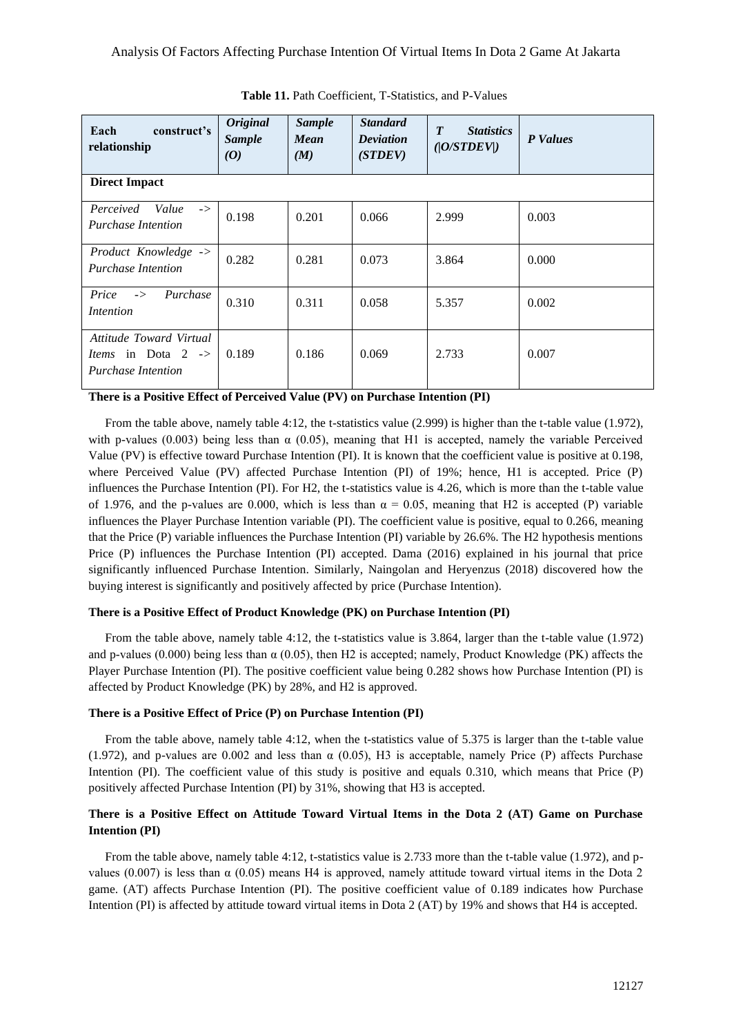**Table 11.** Path Coefficient, T-Statistics, and P-Values

| Each construct's relationship | *Original Sample (O)* | *Sample Mean (M)* | *Standard Deviation (STDEV)* | *T Statistics (\|O/STDEV\|)* | *P Values* |
|---|---|---|---|---|---|
| **Direct Impact** | | | | | |
| *Perceived Value -> Purchase Intention* | 0.198 | 0.201 | 0.066 | 2.999 | 0.003 |
| *Product Knowledge -> Purchase Intention* | 0.282 | 0.281 | 0.073 | 3.864 | 0.000 |
| *Price -> Purchase Intention* | 0.310 | 0.311 | 0.058 | 5.357 | 0.002 |
| *Attitude Toward Virtual Items in Dota 2 -> Purchase Intention* | 0.189 | 0.186 | 0.069 | 2.733 | 0.007 |

**There is a Positive Effect of Perceived Value (PV) on Purchase Intention (PI)**

From the table above, namely table 4:12, the t-statistics value (2.999) is higher than the t-table value (1.972), with p-values (0.003) being less than α (0.05), meaning that H1 is accepted, namely the variable Perceived Value (PV) is effective toward Purchase Intention (PI). It is known that the coefficient value is positive at 0.198, where Perceived Value (PV) affected Purchase Intention (PI) of 19%; hence, H1 is accepted. Price (P) influences the Purchase Intention (PI). For H2, the t-statistics value is 4.26, which is more than the t-table value of 1.976, and the p-values are 0.000, which is less than α = 0.05, meaning that H2 is accepted (P) variable influences the Player Purchase Intention variable (PI). The coefficient value is positive, equal to 0.266, meaning that the Price (P) variable influences the Purchase Intention (PI) variable by 26.6%. The H2 hypothesis mentions Price (P) influences the Purchase Intention (PI) accepted. Dama (2016) explained in his journal that price significantly influenced Purchase Intention. Similarly, Naingolan and Heryenzus (2018) discovered how the buying interest is significantly and positively affected by price (Purchase Intention).

**There is a Positive Effect of Product Knowledge (PK) on Purchase Intention (PI)**

From the table above, namely table 4:12, the t-statistics value is 3.864, larger than the t-table value (1.972) and p-values (0.000) being less than α (0.05), then H2 is accepted; namely, Product Knowledge (PK) affects the Player Purchase Intention (PI). The positive coefficient value being 0.282 shows how Purchase Intention (PI) is affected by Product Knowledge (PK) by 28%, and H2 is approved.

**There is a Positive Effect of Price (P) on Purchase Intention (PI)**

From the table above, namely table 4:12, when the t-statistics value of 5.375 is larger than the t-table value (1.972), and p-values are 0.002 and less than α (0.05), H3 is acceptable, namely Price (P) affects Purchase Intention (PI). The coefficient value of this study is positive and equals 0.310, which means that Price (P) positively affected Purchase Intention (PI) by 31%, showing that H3 is accepted.

**There is a Positive Effect on Attitude Toward Virtual Items in the Dota 2 (AT) Game on Purchase Intention (PI)**

From the table above, namely table 4:12, t-statistics value is 2.733 more than the t-table value (1.972), and p-values (0.007) is less than α (0.05) means H4 is approved, namely attitude toward virtual items in the Dota 2 game. (AT) affects Purchase Intention (PI). The positive coefficient value of 0.189 indicates how Purchase Intention (PI) is affected by attitude toward virtual items in Dota 2 (AT) by 19% and shows that H4 is accepted.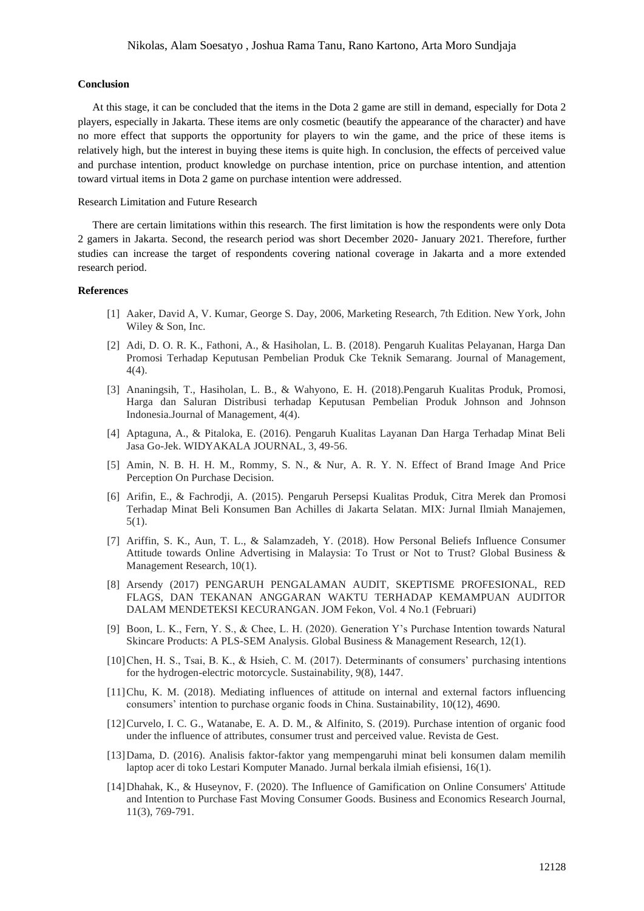## Conclusion

At this stage, it can be concluded that the items in the Dota 2 game are still in demand, especially for Dota 2 players, especially in Jakarta. These items are only cosmetic (beautify the appearance of the character) and have no more effect that supports the opportunity for players to win the game, and the price of these items is relatively high, but the interest in buying these items is quite high. In conclusion, the effects of perceived value and purchase intention, product knowledge on purchase intention, price on purchase intention, and attention toward virtual items in Dota 2 game on purchase intention were addressed.

Research Limitation and Future Research

There are certain limitations within this research. The first limitation is how the respondents were only Dota 2 gamers in Jakarta. Second, the research period was short December 2020- January 2021. Therefore, further studies can increase the target of respondents covering national coverage in Jakarta and a more extended research period.

## References

[1] Aaker, David A, V. Kumar, George S. Day, 2006, Marketing Research, 7th Edition. New York, John Wiley & Son, Inc.

[2] Adi, D. O. R. K., Fathoni, A., & Hasiholan, L. B. (2018). Pengaruh Kualitas Pelayanan, Harga Dan Promosi Terhadap Keputusan Pembelian Produk Cke Teknik Semarang. Journal of Management, 4(4).

[3] Ananingsih, T., Hasiholan, L. B., & Wahyono, E. H. (2018).Pengaruh Kualitas Produk, Promosi, Harga dan Saluran Distribusi terhadap Keputusan Pembelian Produk Johnson and Johnson Indonesia.Journal of Management, 4(4).

[4] Aptaguna, A., & Pitaloka, E. (2016). Pengaruh Kualitas Layanan Dan Harga Terhadap Minat Beli Jasa Go-Jek. WIDYAKALA JOURNAL, 3, 49-56.

[5] Amin, N. B. H. H. M., Rommy, S. N., & Nur, A. R. Y. N. Effect of Brand Image And Price Perception On Purchase Decision.

[6] Arifin, E., & Fachrodji, A. (2015). Pengaruh Persepsi Kualitas Produk, Citra Merek dan Promosi Terhadap Minat Beli Konsumen Ban Achilles di Jakarta Selatan. MIX: Jurnal Ilmiah Manajemen, 5(1).

[7] Ariffin, S. K., Aun, T. L., & Salamzadeh, Y. (2018). How Personal Beliefs Influence Consumer Attitude towards Online Advertising in Malaysia: To Trust or Not to Trust? Global Business & Management Research, 10(1).

[8] Arsendy (2017) PENGARUH PENGALAMAN AUDIT, SKEPTISME PROFESIONAL, RED FLAGS, DAN TEKANAN ANGGARAN WAKTU TERHADAP KEMAMPUAN AUDITOR DALAM MENDETEKSI KECURANGAN. JOM Fekon, Vol. 4 No.1 (Februari)

[9] Boon, L. K., Fern, Y. S., & Chee, L. H. (2020). Generation Y's Purchase Intention towards Natural Skincare Products: A PLS-SEM Analysis. Global Business & Management Research, 12(1).

[10] Chen, H. S., Tsai, B. K., & Hsieh, C. M. (2017). Determinants of consumers' purchasing intentions for the hydrogen-electric motorcycle. Sustainability, 9(8), 1447.

[11] Chu, K. M. (2018). Mediating influences of attitude on internal and external factors influencing consumers' intention to purchase organic foods in China. Sustainability, 10(12), 4690.

[12] Curvelo, I. C. G., Watanabe, E. A. D. M., & Alfinito, S. (2019). Purchase intention of organic food under the influence of attributes, consumer trust and perceived value. Revista de Gest.

[13] Dama, D. (2016). Analisis faktor-faktor yang mempengaruhi minat beli konsumen dalam memilih laptop acer di toko Lestari Komputer Manado. Jurnal berkala ilmiah efisiensi, 16(1).

[14] Dhahak, K., & Huseynov, F. (2020). The Influence of Gamification on Online Consumers' Attitude and Intention to Purchase Fast Moving Consumer Goods. Business and Economics Research Journal, 11(3), 769-791.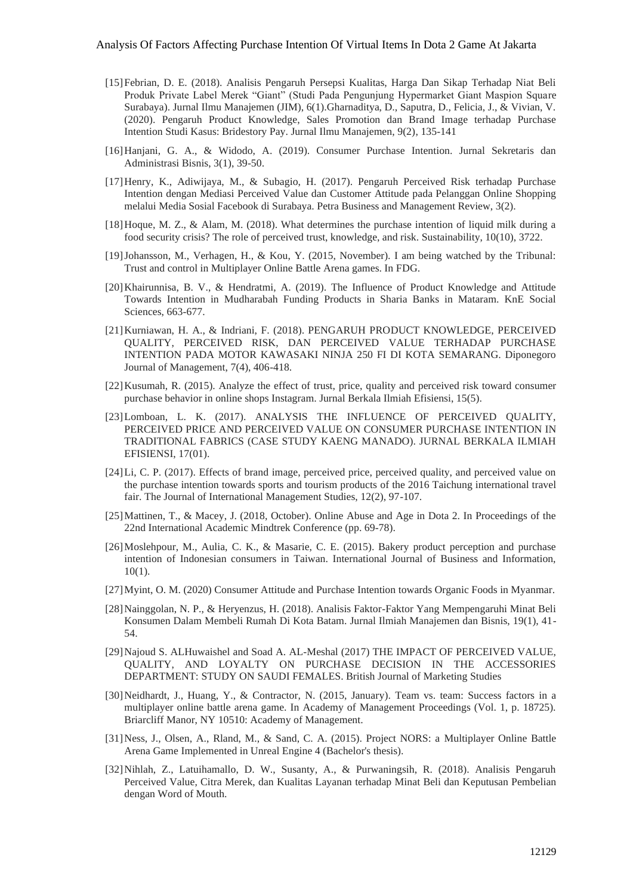[15] Febrian, D. E. (2018). Analisis Pengaruh Persepsi Kualitas, Harga Dan Sikap Terhadap Niat Beli Produk Private Label Merek "Giant" (Studi Pada Pengunjung Hypermarket Giant Maspion Square Surabaya). Jurnal Ilmu Manajemen (JIM), 6(1).Gharnaditya, D., Saputra, D., Felicia, J., & Vivian, V. (2020). Pengaruh Product Knowledge, Sales Promotion dan Brand Image terhadap Purchase Intention Studi Kasus: Bridestory Pay. Jurnal Ilmu Manajemen, 9(2), 135-141

[16] Hanjani, G. A., & Widodo, A. (2019). Consumer Purchase Intention. Jurnal Sekretaris dan Administrasi Bisnis, 3(1), 39-50.

[17] Henry, K., Adiwijaya, M., & Subagio, H. (2017). Pengaruh Perceived Risk terhadap Purchase Intention dengan Mediasi Perceived Value dan Customer Attitude pada Pelanggan Online Shopping melalui Media Sosial Facebook di Surabaya. Petra Business and Management Review, 3(2).

[18] Hoque, M. Z., & Alam, M. (2018). What determines the purchase intention of liquid milk during a food security crisis? The role of perceived trust, knowledge, and risk. Sustainability, 10(10), 3722.

[19] Johansson, M., Verhagen, H., & Kou, Y. (2015, November). I am being watched by the Tribunal: Trust and control in Multiplayer Online Battle Arena games. In FDG.

[20] Khairunnisa, B. V., & Hendratmi, A. (2019). The Influence of Product Knowledge and Attitude Towards Intention in Mudharabah Funding Products in Sharia Banks in Mataram. KnE Social Sciences, 663-677.

[21] Kurniawan, H. A., & Indriani, F. (2018). PENGARUH PRODUCT KNOWLEDGE, PERCEIVED QUALITY, PERCEIVED RISK, DAN PERCEIVED VALUE TERHADAP PURCHASE INTENTION PADA MOTOR KAWASAKI NINJA 250 FI DI KOTA SEMARANG. Diponegoro Journal of Management, 7(4), 406-418.

[22] Kusumah, R. (2015). Analyze the effect of trust, price, quality and perceived risk toward consumer purchase behavior in online shops Instagram. Jurnal Berkala Ilmiah Efisiensi, 15(5).

[23] Lomboan, L. K. (2017). ANALYSIS THE INFLUENCE OF PERCEIVED QUALITY, PERCEIVED PRICE AND PERCEIVED VALUE ON CONSUMER PURCHASE INTENTION IN TRADITIONAL FABRICS (CASE STUDY KAENG MANADO). JURNAL BERKALA ILMIAH EFISIENSI, 17(01).

[24] Li, C. P. (2017). Effects of brand image, perceived price, perceived quality, and perceived value on the purchase intention towards sports and tourism products of the 2016 Taichung international travel fair. The Journal of International Management Studies, 12(2), 97-107.

[25] Mattinen, T., & Macey, J. (2018, October). Online Abuse and Age in Dota 2. In Proceedings of the 22nd International Academic Mindtrek Conference (pp. 69-78).

[26] Moslehpour, M., Aulia, C. K., & Masarie, C. E. (2015). Bakery product perception and purchase intention of Indonesian consumers in Taiwan. International Journal of Business and Information, 10(1).

[27] Myint, O. M. (2020) Consumer Attitude and Purchase Intention towards Organic Foods in Myanmar.

[28] Nainggolan, N. P., & Heryenzus, H. (2018). Analisis Faktor-Faktor Yang Mempengaruhi Minat Beli Konsumen Dalam Membeli Rumah Di Kota Batam. Jurnal Ilmiah Manajemen dan Bisnis, 19(1), 41-54.

[29] Najoud S. ALHuwaishel and Soad A. AL-Meshal (2017) THE IMPACT OF PERCEIVED VALUE, QUALITY, AND LOYALTY ON PURCHASE DECISION IN THE ACCESSORIES DEPARTMENT: STUDY ON SAUDI FEMALES. British Journal of Marketing Studies

[30] Neidhardt, J., Huang, Y., & Contractor, N. (2015, January). Team vs. team: Success factors in a multiplayer online battle arena game. In Academy of Management Proceedings (Vol. 1, p. 18725). Briarcliff Manor, NY 10510: Academy of Management.

[31] Ness, J., Olsen, A., Rland, M., & Sand, C. A. (2015). Project NORS: a Multiplayer Online Battle Arena Game Implemented in Unreal Engine 4 (Bachelor's thesis).

[32] Nihlah, Z., Latuihamallo, D. W., Susanty, A., & Purwaningsih, R. (2018). Analisis Pengaruh Perceived Value, Citra Merek, dan Kualitas Layanan terhadap Minat Beli dan Keputusan Pembelian dengan Word of Mouth.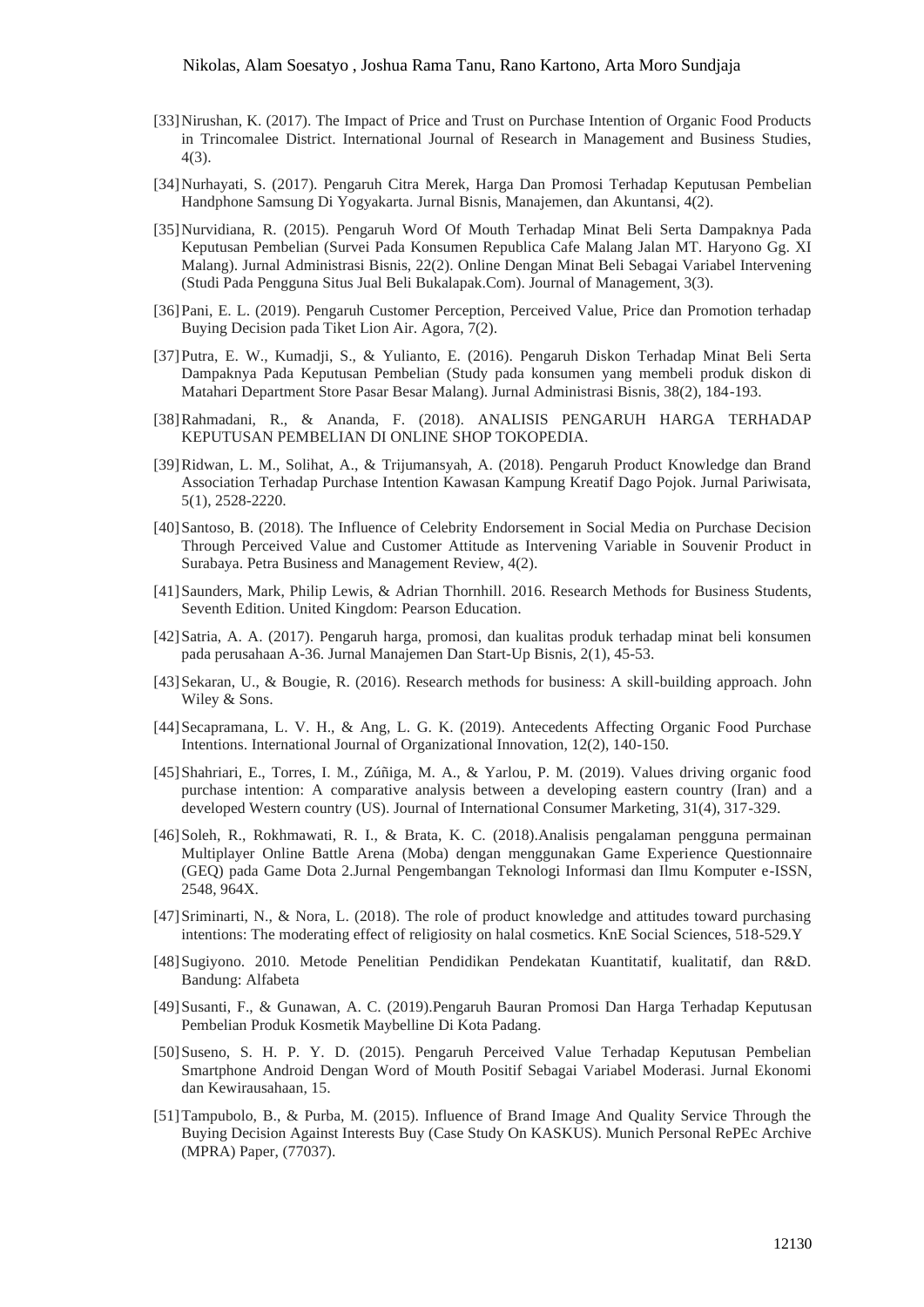[33] Nirushan, K. (2017). The Impact of Price and Trust on Purchase Intention of Organic Food Products in Trincomalee District. International Journal of Research in Management and Business Studies, 4(3).

[34] Nurhayati, S. (2017). Pengaruh Citra Merek, Harga Dan Promosi Terhadap Keputusan Pembelian Handphone Samsung Di Yogyakarta. Jurnal Bisnis, Manajemen, dan Akuntansi, 4(2).

[35] Nurvidiana, R. (2015). Pengaruh Word Of Mouth Terhadap Minat Beli Serta Dampaknya Pada Keputusan Pembelian (Survei Pada Konsumen Republica Cafe Malang Jalan MT. Haryono Gg. XI Malang). Jurnal Administrasi Bisnis, 22(2). Online Dengan Minat Beli Sebagai Variabel Intervening (Studi Pada Pengguna Situs Jual Beli Bukalapak.Com). Journal of Management, 3(3).

[36] Pani, E. L. (2019). Pengaruh Customer Perception, Perceived Value, Price dan Promotion terhadap Buying Decision pada Tiket Lion Air. Agora, 7(2).

[37] Putra, E. W., Kumadji, S., & Yulianto, E. (2016). Pengaruh Diskon Terhadap Minat Beli Serta Dampaknya Pada Keputusan Pembelian (Study pada konsumen yang membeli produk diskon di Matahari Department Store Pasar Besar Malang). Jurnal Administrasi Bisnis, 38(2), 184-193.

[38] Rahmadani, R., & Ananda, F. (2018). ANALISIS PENGARUH HARGA TERHADAP KEPUTUSAN PEMBELIAN DI ONLINE SHOP TOKOPEDIA.

[39] Ridwan, L. M., Solihat, A., & Trijumansyah, A. (2018). Pengaruh Product Knowledge dan Brand Association Terhadap Purchase Intention Kawasan Kampung Kreatif Dago Pojok. Jurnal Pariwisata, 5(1), 2528-2220.

[40] Santoso, B. (2018). The Influence of Celebrity Endorsement in Social Media on Purchase Decision Through Perceived Value and Customer Attitude as Intervening Variable in Souvenir Product in Surabaya. Petra Business and Management Review, 4(2).

[41] Saunders, Mark, Philip Lewis, & Adrian Thornhill. 2016. Research Methods for Business Students, Seventh Edition. United Kingdom: Pearson Education.

[42] Satria, A. A. (2017). Pengaruh harga, promosi, dan kualitas produk terhadap minat beli konsumen pada perusahaan A-36. Jurnal Manajemen Dan Start-Up Bisnis, 2(1), 45-53.

[43] Sekaran, U., & Bougie, R. (2016). Research methods for business: A skill-building approach. John Wiley & Sons.

[44] Secapramana, L. V. H., & Ang, L. G. K. (2019). Antecedents Affecting Organic Food Purchase Intentions. International Journal of Organizational Innovation, 12(2), 140-150.

[45] Shahriari, E., Torres, I. M., Zúñiga, M. A., & Yarlou, P. M. (2019). Values driving organic food purchase intention: A comparative analysis between a developing eastern country (Iran) and a developed Western country (US). Journal of International Consumer Marketing, 31(4), 317-329.

[46] Soleh, R., Rokhmawati, R. I., & Brata, K. C. (2018).Analisis pengalaman pengguna permainan Multiplayer Online Battle Arena (Moba) dengan menggunakan Game Experience Questionnaire (GEQ) pada Game Dota 2.Jurnal Pengembangan Teknologi Informasi dan Ilmu Komputer e-ISSN, 2548, 964X.

[47] Sriminarti, N., & Nora, L. (2018). The role of product knowledge and attitudes toward purchasing intentions: The moderating effect of religiosity on halal cosmetics. KnE Social Sciences, 518-529.Y

[48] Sugiyono. 2010. Metode Penelitian Pendidikan Pendekatan Kuantitatif, kualitatif, dan R&D. Bandung: Alfabeta

[49] Susanti, F., & Gunawan, A. C. (2019).Pengaruh Bauran Promosi Dan Harga Terhadap Keputusan Pembelian Produk Kosmetik Maybelline Di Kota Padang.

[50] Suseno, S. H. P. Y. D. (2015). Pengaruh Perceived Value Terhadap Keputusan Pembelian Smartphone Android Dengan Word of Mouth Positif Sebagai Variabel Moderasi. Jurnal Ekonomi dan Kewirausahaan, 15.

[51] Tampubolo, B., & Purba, M. (2015). Influence of Brand Image And Quality Service Through the Buying Decision Against Interests Buy (Case Study On KASKUS). Munich Personal RePEc Archive (MPRA) Paper, (77037).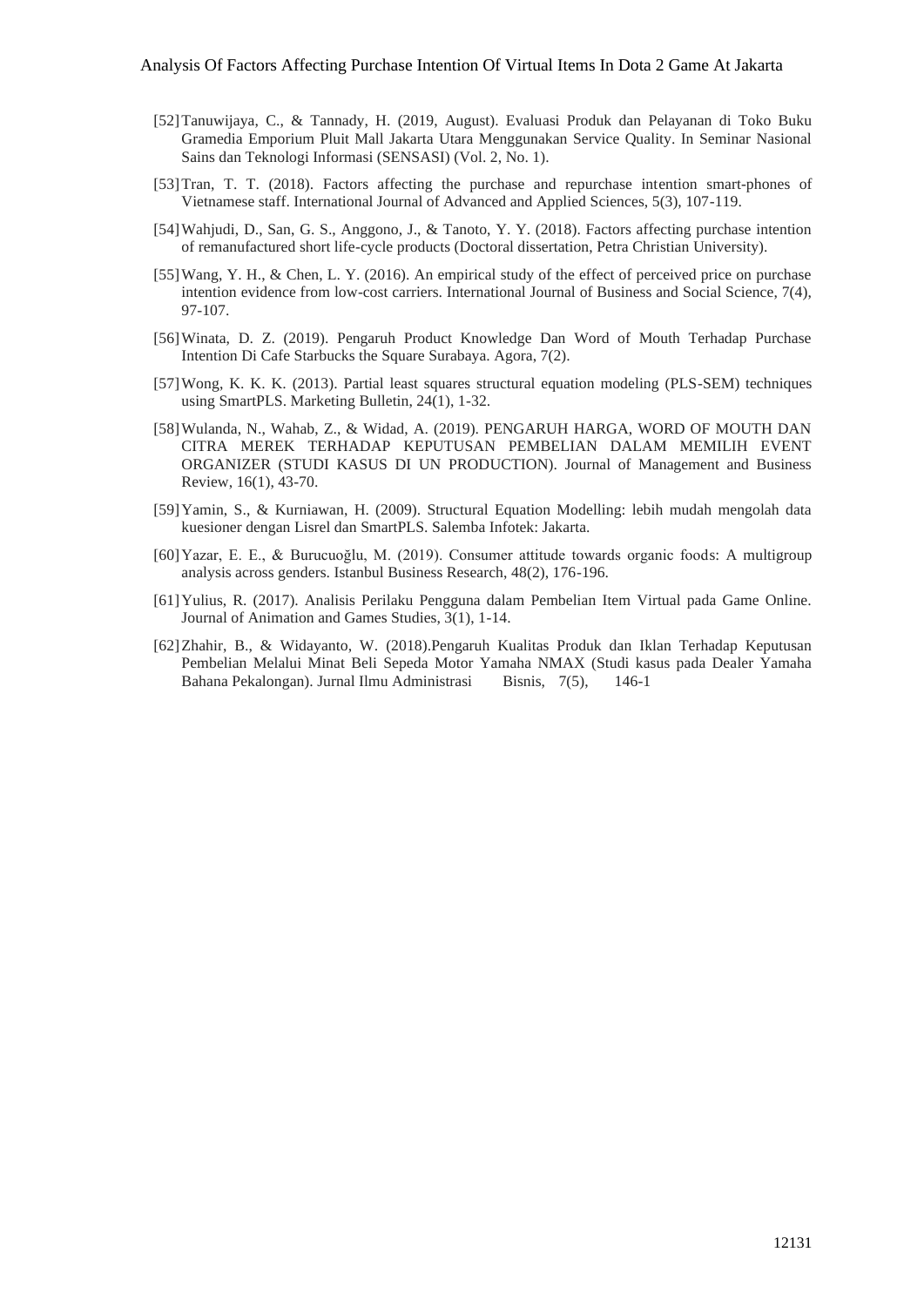[52] Tanuwijaya, C., & Tannady, H. (2019, August). Evaluasi Produk dan Pelayanan di Toko Buku Gramedia Emporium Pluit Mall Jakarta Utara Menggunakan Service Quality. In Seminar Nasional Sains dan Teknologi Informasi (SENSASI) (Vol. 2, No. 1).

[53] Tran, T. T. (2018). Factors affecting the purchase and repurchase intention smart-phones of Vietnamese staff. International Journal of Advanced and Applied Sciences, 5(3), 107-119.

[54] Wahjudi, D., San, G. S., Anggono, J., & Tanoto, Y. Y. (2018). Factors affecting purchase intention of remanufactured short life-cycle products (Doctoral dissertation, Petra Christian University).

[55] Wang, Y. H., & Chen, L. Y. (2016). An empirical study of the effect of perceived price on purchase intention evidence from low-cost carriers. International Journal of Business and Social Science, 7(4), 97-107.

[56] Winata, D. Z. (2019). Pengaruh Product Knowledge Dan Word of Mouth Terhadap Purchase Intention Di Cafe Starbucks the Square Surabaya. Agora, 7(2).

[57] Wong, K. K. K. (2013). Partial least squares structural equation modeling (PLS-SEM) techniques using SmartPLS. Marketing Bulletin, 24(1), 1-32.

[58] Wulanda, N., Wahab, Z., & Widad, A. (2019). PENGARUH HARGA, WORD OF MOUTH DAN CITRA MEREK TERHADAP KEPUTUSAN PEMBELIAN DALAM MEMILIH EVENT ORGANIZER (STUDI KASUS DI UN PRODUCTION). Journal of Management and Business Review, 16(1), 43-70.

[59] Yamin, S., & Kurniawan, H. (2009). Structural Equation Modelling: lebih mudah mengolah data kuesioner dengan Lisrel dan SmartPLS. Salemba Infotek: Jakarta.

[60] Yazar, E. E., & Burucuoğlu, M. (2019). Consumer attitude towards organic foods: A multigroup analysis across genders. Istanbul Business Research, 48(2), 176-196.

[61] Yulius, R. (2017). Analisis Perilaku Pengguna dalam Pembelian Item Virtual pada Game Online. Journal of Animation and Games Studies, 3(1), 1-14.

[62] Zhahir, B., & Widayanto, W. (2018).Pengaruh Kualitas Produk dan Iklan Terhadap Keputusan Pembelian Melalui Minat Beli Sepeda Motor Yamaha NMAX (Studi kasus pada Dealer Yamaha Bahana Pekalongan). Jurnal Ilmu Administrasi Bisnis, 7(5), 146-1